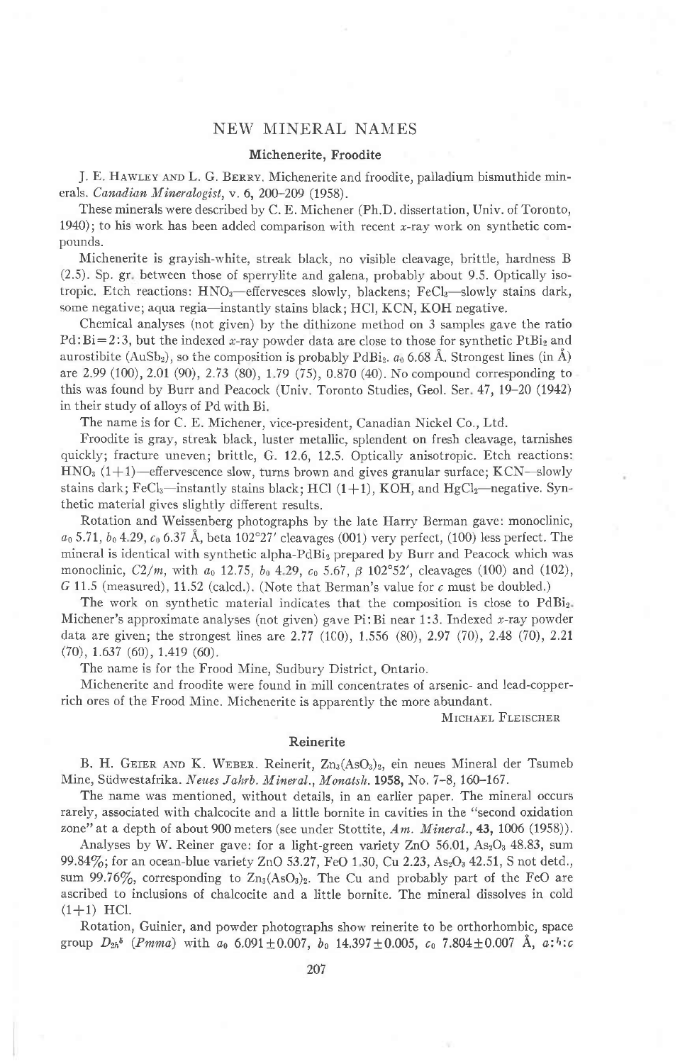# NEW MINERAL NAMES

## Michenerite, Froodite

J. E. Hawley and L. G. Berry. Michenerite and froodite, palladium bismuthide minerals. *Canadian Mineralogist*, v. 6, 200–209 (1958).

These minerals were described by C. E. Michener (Ph.D. dissertation, Univ. of Toronto, 1940); to his work has been added comparison with recent $x$-ray work on synthetic compounds.

Michenerite is grayish-white, streak black, no visible cleavage, brittle, hardness B (2.5). Sp. gr. between those of sperrylite and galena, probably about 9.5. Optically isotropic. Etch reactions: $HNO_3$—effervesces slowly, blackens; $FeCl_3$—slowly stains dark, some negative; aqua regia—instantly stains black; HCl, KCN, KOH negative.

Chemical analyses (not given) by the dithizone method on 3 samples gave the ratio Pd:Bi=2:3, but the indexed $x$-ray powder data are close to those for synthetic $PtBi_2$ and aurostibite ($AuSb_2$), so the composition is probably $PdBi_2$. $a_0$ 6.68 Å. Strongest lines (in Å) are 2.99 (100), 2.01 (90), 2.73 (80), 1.79 (75), 0.870 (40). No compound corresponding to this was found by Burr and Peacock (Univ. Toronto Studies, Geol. Ser. 47, 19–20 (1942) in their study of alloys of Pd with Bi.

The name is for C. E. Michener, vice-president, Canadian Nickel Co., Ltd.

Froodite is gray, streak black, luster metallic, splendent on fresh cleavage, tarnishes quickly; fracture uneven; brittle, G. 12.6, 12.5. Optically anisotropic. Etch reactions: $HNO_3$ (1+1)—effervescence slow, turns brown and gives granular surface; KCN—slowly stains dark; $FeCl_3$—instantly stains black; HCl (1+1), KOH, and $HgCl_2$—negative. Synthetic material gives slightly different results.

Rotation and Weissenberg photographs by the late Harry Berman gave: monoclinic, $a_0$ 5.71, $b_0$ 4.29, $c_0$ 6.37 Å, beta 102°27′ cleavages (001) very perfect, (100) less perfect. The mineral is identical with synthetic alpha-$PdBi_2$ prepared by Burr and Peacock which was monoclinic, $C2/m$, with $a_0$ 12.75, $b_0$ 4.29, $c_0$ 5.67, $\beta$ 102°52′, cleavages (100) and (102), $G$ 11.5 (measured), 11.52 (calcd.). (Note that Berman's value for $c$ must be doubled.)

The work on synthetic material indicates that the composition is close to $PdBi_2$. Michener's approximate analyses (not given) gave Pi:Bi near 1:3. Indexed $x$-ray powder data are given; the strongest lines are 2.77 (100), 1.556 (80), 2.97 (70), 2.48 (70), 2.21 (70), 1.637 (60), 1.419 (60).

The name is for the Frood Mine, Sudbury District, Ontario.

Michenerite and froodite were found in mill concentrates of arsenic- and lead-copper-rich ores of the Frood Mine. Michenerite is apparently the more abundant.

Michael Fleischer

## Reinerite

B. H. Geier and K. Weber. Reinerit, $Zn_3(AsO_3)_2$, ein neues Mineral der Tsumeb Mine, Südwestafrika. *Neues Jahrb. Mineral., Monatsh.* 1958, No. 7–8, 160–167.

The name was mentioned, without details, in an earlier paper. The mineral occurs rarely, associated with chalcocite and a little bornite in cavities in the "second oxidation zone" at a depth of about 900 meters (see under Stottite, *Am. Mineral.*, **43**, 1006 (1958)).

Analyses by W. Reiner gave: for a light-green variety ZnO 56.01, $As_2O_3$ 48.83, sum 99.84%; for an ocean-blue variety ZnO 53.27, FeO 1.30, Cu 2.23, $As_2O_3$ 42.51, S not detd., sum 99.76%, corresponding to $Zn_3(AsO_3)_2$. The Cu and probably part of the FeO are ascribed to inclusions of chalcocite and a little bornite. The mineral dissolves in cold (1+1) HCl.

Rotation, Guinier, and powder photographs show reinerite to be orthorhombic, space group $D_{2h}^5$ ($Pmma$) with $a_0$ 6.091±0.007, $b_0$ 14.397±0.005, $c_0$ 7.804±0.007 Å, $a:b:c$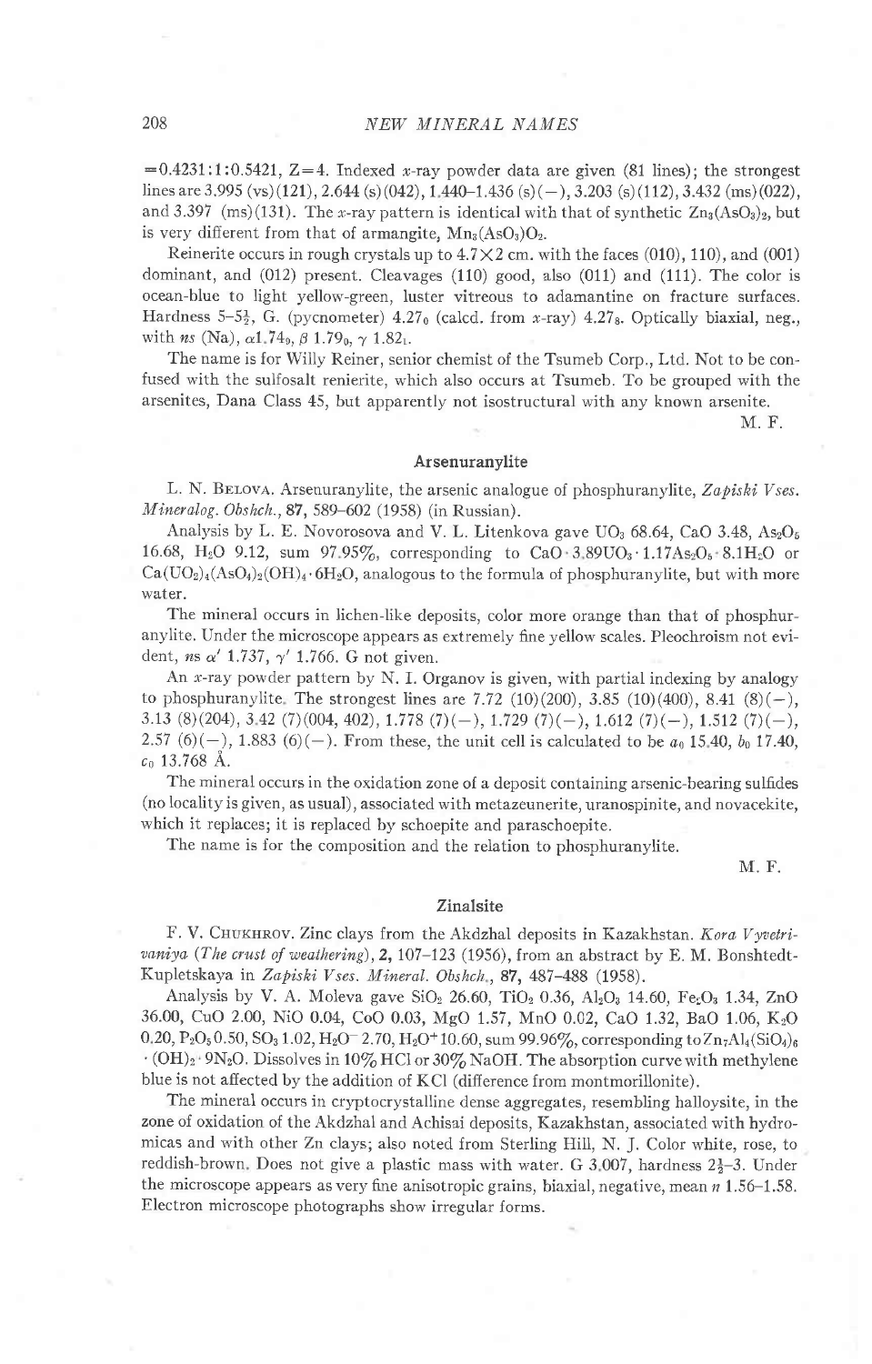$=0.4231:1:0.5421$, $Z=4$. Indexed *x*-ray powder data are given (81 lines); the strongest lines are 3.995 (vs)(121), 2.644 (s)(042), 1.440–1.436 (s)(−), 3.203 (s)(112), 3.432 (ms)(022), and 3.397 (ms)(131). The *x*-ray pattern is identical with that of synthetic $Zn_3(AsO_3)_2$, but is very different from that of armangite, $Mn_3(AsO_3)O_2$.

Reinerite occurs in rough crystals up to 4.7×2 cm. with the faces (010), 110), and (001) dominant, and (012) present. Cleavages (110) good, also (011) and (111). The color is ocean-blue to light yellow-green, luster vitreous to adamantine on fracture surfaces. Hardness $5–5\frac{1}{2}$, G. (pycnometer) $4.27_0$ (calcd. from *x*-ray) $4.27_8$. Optically biaxial, neg., with *ns* (Na), $\alpha 1.74_9$, $\beta$ $1.79_0$, $\gamma$ $1.82_1$.

The name is for Willy Reiner, senior chemist of the Tsumeb Corp., Ltd. Not to be confused with the sulfosalt renierite, which also occurs at Tsumeb. To be grouped with the arsenites, Dana Class 45, but apparently not isostructural with any known arsenite.

M. F.

## Arsenuranylite

L. N. Belova. Arsenuranylite, the arsenic analogue of phosphuranylite, *Zapiski Vses. Mineralog. Obshch.*, **87**, 589–602 (1958) (in Russian).

Analysis by L. E. Novorosova and V. L. Litenkova gave $UO_3$ 68.64, CaO 3.48, $As_2O_5$ 16.68, $H_2O$ 9.12, sum 97.95%, corresponding to $CaO \cdot 3.89UO_3 \cdot 1.17As_2O_5 \cdot 8.1H_2O$ or $Ca(UO_2)_4(AsO_4)_2(OH)_4 \cdot 6H_2O$, analogous to the formula of phosphuranylite, but with more water.

The mineral occurs in lichen-like deposits, color more orange than that of phosphuranylite. Under the microscope appears as extremely fine yellow scales. Pleochroism not evident, *ns* $\alpha'$ 1.737, $\gamma'$ 1.766. G not given.

An *x*-ray powder pattern by N. I. Organov is given, with partial indexing by analogy to phosphuranylite. The strongest lines are 7.72 (10)(200), 3.85 (10)(400), 8.41 (8)(−), 3.13 (8)(204), 3.42 (7)(004, 402), 1.778 (7)(−), 1.729 (7)(−), 1.612 (7)(−), 1.512 (7)(−), 2.57 (6)(−), 1.883 (6)(−). From these, the unit cell is calculated to be $a_0$ 15.40, $b_0$ 17.40, $c_0$ 13.768 Å.

The mineral occurs in the oxidation zone of a deposit containing arsenic-bearing sulfides (no locality is given, as usual), associated with metazeunerite, uranospinite, and novacekite, which it replaces; it is replaced by schoepite and paraschoepite.

The name is for the composition and the relation to phosphuranylite.

M. F.

## Zinalsite

F. V. Chukhrov. Zinc clays from the Akdzhal deposits in Kazakhstan. *Kora Vyvetrivaniya* (*The crust of weathering*), **2**, 107–123 (1956), from an abstract by E. M. Bonshtedt-Kupletskaya in *Zapiski Vses. Mineral. Obshch.*, **87**, 487–488 (1958).

Analysis by V. A. Moleva gave $SiO_2$ 26.60, $TiO_2$ 0.36, $Al_2O_3$ 14.60, $Fe_2O_3$ 1.34, ZnO 36.00, CuO 2.00, NiO 0.04, CoO 0.03, MgO 1.57, MnO 0.02, CaO 1.32, BaO 1.06, $K_2O$ 0.20, $P_2O_5$ 0.50, $SO_3$ 1.02, $H_2O^-$ 2.70, $H_2O^+$ 10.60, sum 99.96%, corresponding to $Zn_7Al_4(SiO_4)_6 \cdot (OH)_2 \cdot 9N_2O$. Dissolves in 10% HCl or 30% NaOH. The absorption curve with methylene blue is not affected by the addition of KCl (difference from montmorillonite).

The mineral occurs in cryptocrystalline dense aggregates, resembling halloysite, in the zone of oxidation of the Akdzhal and Achisai deposits, Kazakhstan, associated with hydromicas and with other Zn clays; also noted from Sterling Hill, N. J. Color white, rose, to reddish-brown. Does not give a plastic mass with water. G 3.007, hardness $2\frac{1}{2}–3$. Under the microscope appears as very fine anisotropic grains, biaxial, negative, mean *n* 1.56–1.58. Electron microscope photographs show irregular forms.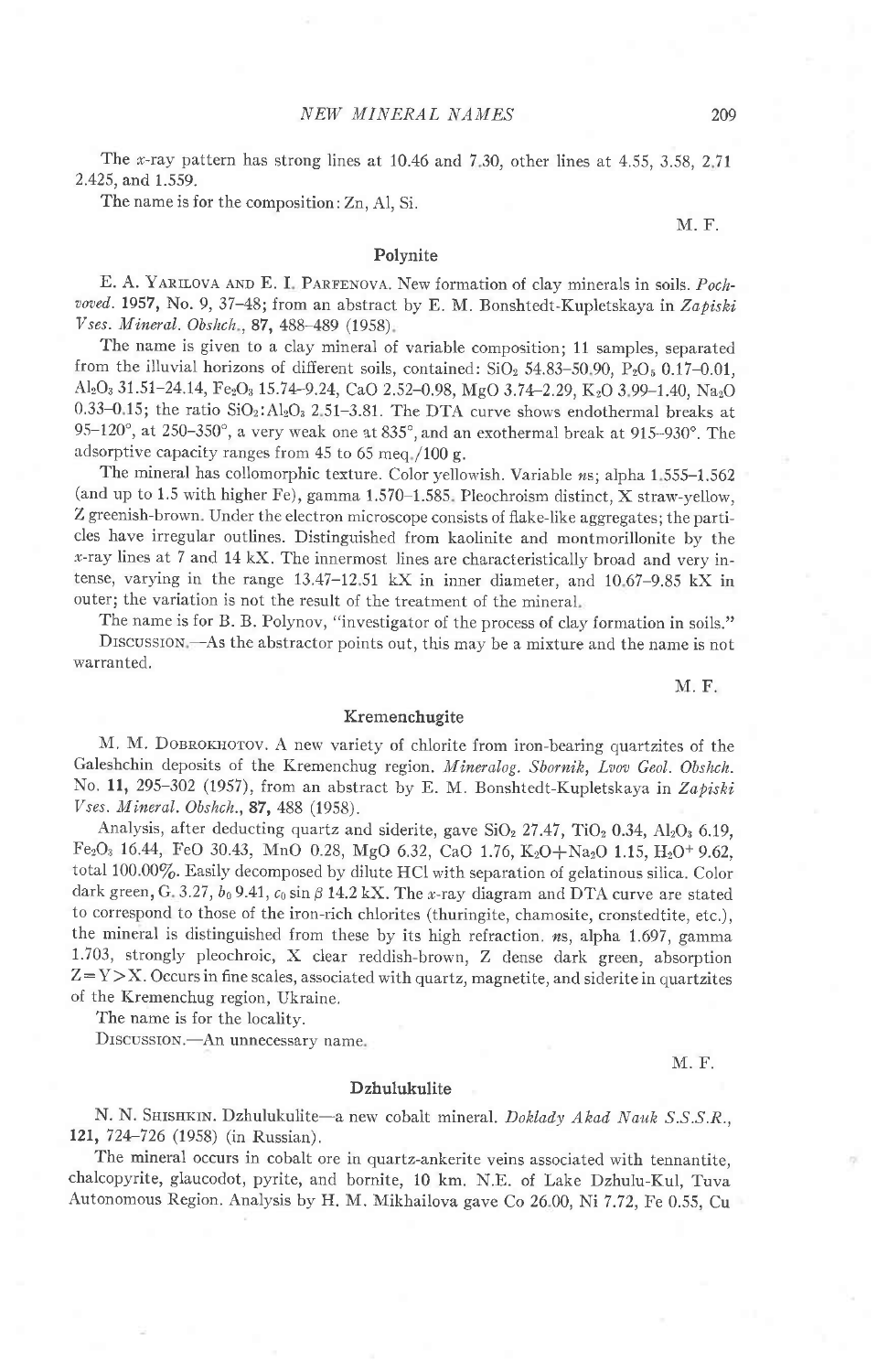The $x$-ray pattern has strong lines at 10.46 and 7.30, other lines at 4.55, 3.58, 2.71 2.425, and 1.559.

The name is for the composition: Zn, Al, Si.

M. F.

## Polynite

E. A. Yarilova and E. I. Parfenova. New formation of clay minerals in soils. *Pochvoved.* **1957**, No. 9, 37–48; from an abstract by E. M. Bonshtedt-Kupletskaya in *Zapiski Vses. Mineral. Obshch.*, **87**, 488–489 (1958).

The name is given to a clay mineral of variable composition; 11 samples, separated from the illuvial horizons of different soils, contained: $SiO_2$ 54.83–50.90, $P_2O_5$ 0.17–0.01, $Al_2O_3$ 31.51–24.14, $Fe_2O_3$ 15.74–9.24, CaO 2.52–0.98, MgO 3.74–2.29, $K_2O$ 3.99–1.40, $Na_2O$ 0.33–0.15; the ratio $SiO_2$:$Al_2O_3$ 2.51–3.81. The DTA curve shows endothermal breaks at 95–120°, at 250–350°, a very weak one at 835°, and an exothermal break at 915–930°. The adsorptive capacity ranges from 45 to 65 meq./100 g.

The mineral has collomorphic texture. Color yellowish. Variable *ns*; alpha 1.555–1.562 (and up to 1.5 with higher Fe), gamma 1.570–1.585. Pleochroism distinct, X straw-yellow, Z greenish-brown. Under the electron microscope consists of flake-like aggregates; the particles have irregular outlines. Distinguished from kaolinite and montmorillonite by the $x$-ray lines at 7 and 14 kX. The innermost lines are characteristically broad and very intense, varying in the range 13.47–12.51 kX in inner diameter, and 10.67–9.85 kX in outer; the variation is not the result of the treatment of the mineral.

The name is for B. B. Polynov, "investigator of the process of clay formation in soils."

Discussion.—As the abstractor points out, this may be a mixture and the name is not warranted.

M. F.

## Kremenchugite

M. M. Dobrokhotov. A new variety of chlorite from iron-bearing quartzites of the Galeshchin deposits of the Kremenchug region. *Mineralog. Sbornik, Lvov Geol. Obshch.* No. **11**, 295–302 (1957), from an abstract by E. M. Bonshtedt-Kupletskaya in *Zapiski Vses. Mineral. Obshch.*, **87**, 488 (1958).

Analysis, after deducting quartz and siderite, gave $SiO_2$ 27.47, $TiO_2$ 0.34, $Al_2O_3$ 6.19, $Fe_2O_3$ 16.44, FeO 30.43, MnO 0.28, MgO 6.32, CaO 1.76, $K_2O+Na_2O$ 1.15, $H_2O^+$ 9.62, total 100.00%. Easily decomposed by dilute HCl with separation of gelatinous silica. Color dark green, G. 3.27, $b_0$ 9.41, $c_0 \sin \beta$ 14.2 kX. The $x$-ray diagram and DTA curve are stated to correspond to those of the iron-rich chlorites (thuringite, chamosite, cronstedtite, etc.), the mineral is distinguished from these by its high refraction. *ns*, alpha 1.697, gamma 1.703, strongly pleochroic, X clear reddish-brown, Z dense dark green, absorption Z=Y>X. Occurs in fine scales, associated with quartz, magnetite, and siderite in quartzites of the Kremenchug region, Ukraine.

The name is for the locality.

Discussion.—An unnecessary name.

M. F.

## Dzhulukulite

N. N. Shishkin. Dzhulukulite—a new cobalt mineral. *Doklady Akad Nauk S.S.S.R.*, **121**, 724–726 (1958) (in Russian).

The mineral occurs in cobalt ore in quartz-ankerite veins associated with tennantite, chalcopyrite, glaucodot, pyrite, and bornite, 10 km. N.E. of Lake Dzhulu-Kul, Tuva Autonomous Region. Analysis by H. M. Mikhailova gave Co 26.00, Ni 7.72, Fe 0.55, Cu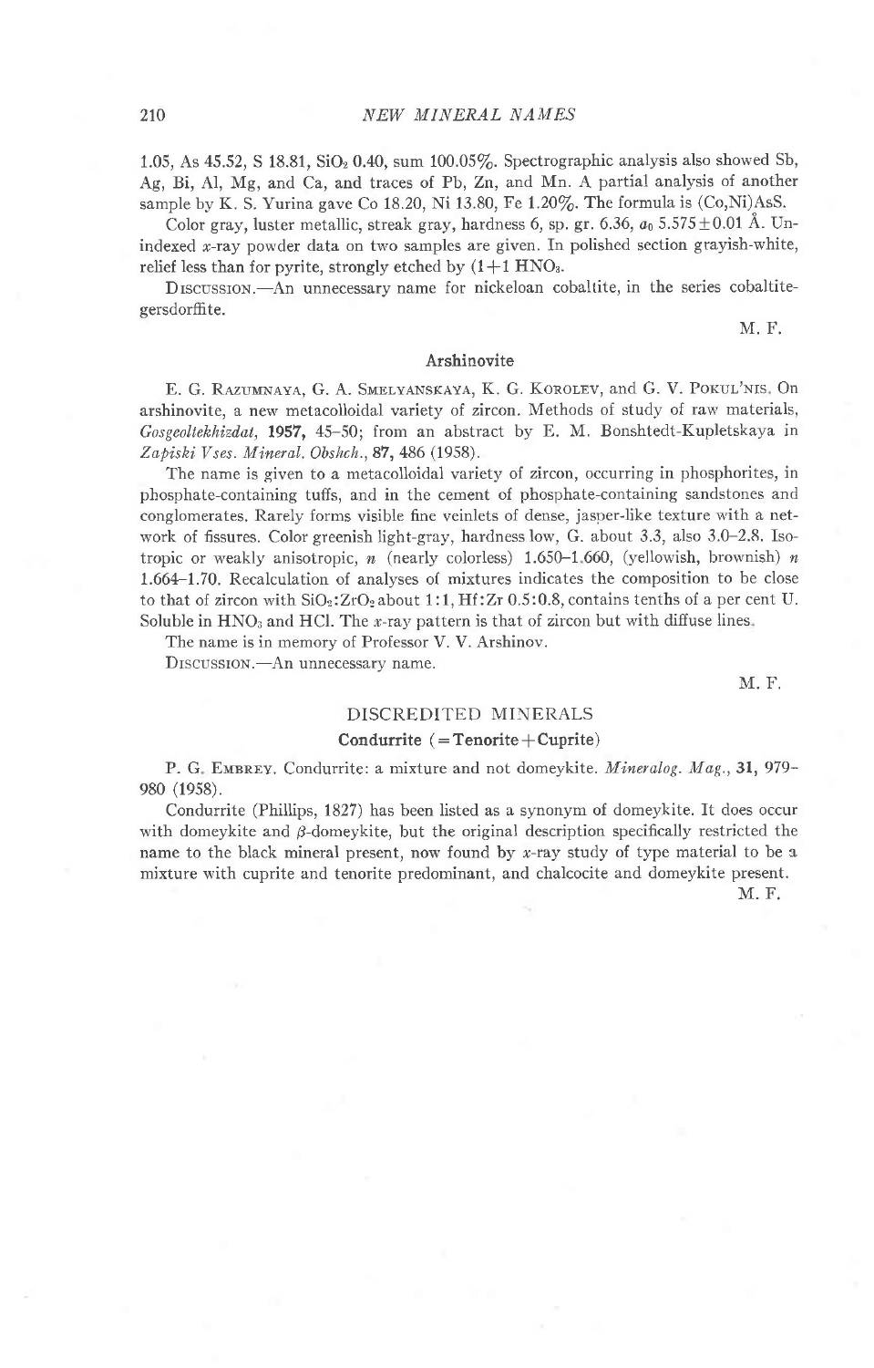1.05, As 45.52, S 18.81, $SiO_2$ 0.40, sum 100.05%. Spectrographic analysis also showed Sb, Ag, Bi, Al, Mg, and Ca, and traces of Pb, Zn, and Mn. A partial analysis of another sample by K. S. Yurina gave Co 18.20, Ni 13.80, Fe 1.20%. The formula is (Co,Ni)AsS.

Color gray, luster metallic, streak gray, hardness 6, sp. gr. 6.36, $a_0$ 5.575±0.01 Å. Unindexed x-ray powder data on two samples are given. In polished section grayish-white, relief less than for pyrite, strongly etched by (1+1 $HNO_3$.

DISCUSSION.—An unnecessary name for nickeloan cobaltite, in the series cobaltite-gersdorffite.

M. F.

### Arshinovite

E. G. RAZUMNAYA, G. A. SMELYANSKAYA, K. G. KOROLEV, and G. V. POKUL'NIS. On arshinovite, a new metacolloidal variety of zircon. Methods of study of raw materials, *Gosgeoltekhizdat*, **1957**, 45–50; from an abstract by E. M. Bonshtedt-Kupletskaya in *Zapiski Vses. Mineral. Obshch.*, **87**, 486 (1958).

The name is given to a metacolloidal variety of zircon, occurring in phosphorites, in phosphate-containing tuffs, and in the cement of phosphate-containing sandstones and conglomerates. Rarely forms visible fine veinlets of dense, jasper-like texture with a network of fissures. Color greenish light-gray, hardness low, G. about 3.3, also 3.0–2.8. Isotropic or weakly anisotropic, *n* (nearly colorless) 1.650–1.660, (yellowish, brownish) *n* 1.664–1.70. Recalculation of analyses of mixtures indicates the composition to be close to that of zircon with $SiO_2$:$ZrO_2$ about 1:1, Hf:Zr 0.5:0.8, contains tenths of a per cent U. Soluble in $HNO_3$ and HCl. The x-ray pattern is that of zircon but with diffuse lines.

The name is in memory of Professor V. V. Arshinov.

DISCUSSION.—An unnecessary name.

M. F.

## DISCREDITED MINERALS

### Condurrite (=Tenorite+Cuprite)

P. G. EMBREY. Condurrite: a mixture and not domeykite. *Mineralog. Mag.*, **31**, 979–980 (1958).

Condurrite (Phillips, 1827) has been listed as a synonym of domeykite. It does occur with domeykite and β-domeykite, but the original description specifically restricted the name to the black mineral present, now found by x-ray study of type material to be a mixture with cuprite and tenorite predominant, and chalcocite and domeykite present.

M. F.